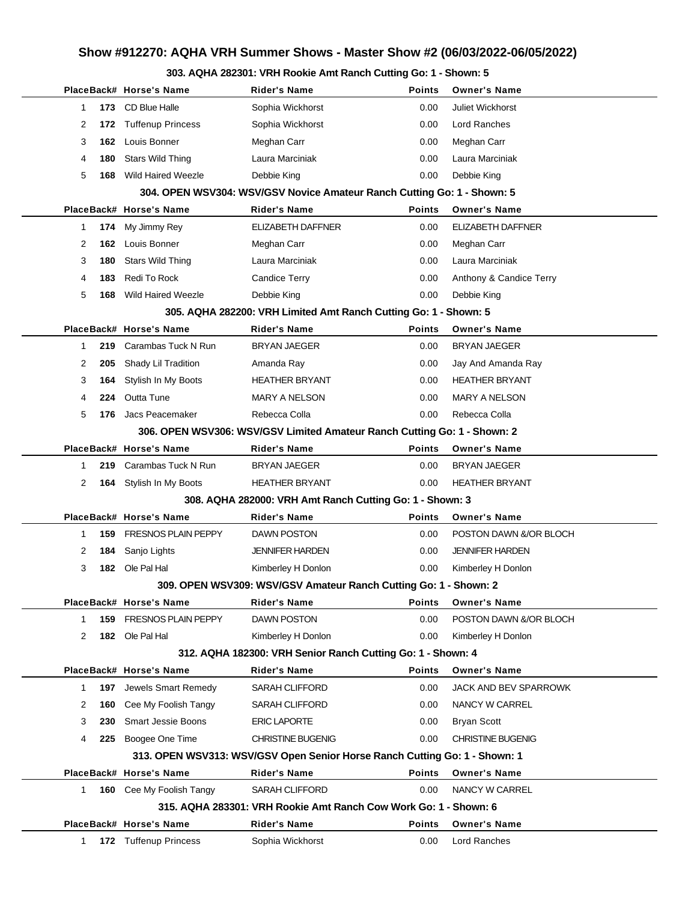# Show #912270: AQHA VRH Summer Shows - Master Show #2 (06/03/2022-06/05/2022)

### 303. AQHA 282301: VRH Rookie Amt Ranch Cutting Go: 1 - Shown: 5

| Place | Back# | Horse's Name | Rider's Name | Points | Owner's Name |
|---|---|---|---|---|---|
| 1 | **173** | CD Blue Halle | Sophia Wickhorst | 0.00 | Juliet Wickhorst |
| 2 | **172** | Tuffenup Princess | Sophia Wickhorst | 0.00 | Lord Ranches |
| 3 | **162** | Louis Bonner | Meghan Carr | 0.00 | Meghan Carr |
| 4 | **180** | Stars Wild Thing | Laura Marciniak | 0.00 | Laura Marciniak |
| 5 | **168** | Wild Haired Weezle | Debbie King | 0.00 | Debbie King |

### 304. OPEN WSV304: WSV/GSV Novice Amateur Ranch Cutting Go: 1 - Shown: 5

| Place | Back# | Horse's Name | Rider's Name | Points | Owner's Name |
|---|---|---|---|---|---|
| 1 | **174** | My Jimmy Rey | ELIZABETH DAFFNER | 0.00 | ELIZABETH DAFFNER |
| 2 | **162** | Louis Bonner | Meghan Carr | 0.00 | Meghan Carr |
| 3 | **180** | Stars Wild Thing | Laura Marciniak | 0.00 | Laura Marciniak |
| 4 | **183** | Redi To Rock | Candice Terry | 0.00 | Anthony & Candice Terry |
| 5 | **168** | Wild Haired Weezle | Debbie King | 0.00 | Debbie King |

### 305. AQHA 282200: VRH Limited Amt Ranch Cutting Go: 1 - Shown: 5

| Place | Back# | Horse's Name | Rider's Name | Points | Owner's Name |
|---|---|---|---|---|---|
| 1 | **219** | Carambas Tuck N Run | BRYAN JAEGER | 0.00 | BRYAN JAEGER |
| 2 | **205** | Shady Lil Tradition | Amanda Ray | 0.00 | Jay And Amanda Ray |
| 3 | **164** | Stylish In My Boots | HEATHER BRYANT | 0.00 | HEATHER BRYANT |
| 4 | **224** | Outta Tune | MARY A NELSON | 0.00 | MARY A NELSON |
| 5 | **176** | Jacs Peacemaker | Rebecca Colla | 0.00 | Rebecca Colla |

### 306. OPEN WSV306: WSV/GSV Limited Amateur Ranch Cutting Go: 1 - Shown: 2

| Place | Back# | Horse's Name | Rider's Name | Points | Owner's Name |
|---|---|---|---|---|---|
| 1 | **219** | Carambas Tuck N Run | BRYAN JAEGER | 0.00 | BRYAN JAEGER |
| 2 | **164** | Stylish In My Boots | HEATHER BRYANT | 0.00 | HEATHER BRYANT |

### 308. AQHA 282000: VRH Amt Ranch Cutting Go: 1 - Shown: 3

| Place | Back# | Horse's Name | Rider's Name | Points | Owner's Name |
|---|---|---|---|---|---|
| 1 | **159** | FRESNOS PLAIN PEPPY | DAWN POSTON | 0.00 | POSTON DAWN &/OR BLOCH |
| 2 | **184** | Sanjo Lights | JENNIFER HARDEN | 0.00 | JENNIFER HARDEN |
| 3 | **182** | Ole Pal Hal | Kimberley H Donlon | 0.00 | Kimberley H Donlon |

### 309. OPEN WSV309: WSV/GSV Amateur Ranch Cutting Go: 1 - Shown: 2

| Place | Back# | Horse's Name | Rider's Name | Points | Owner's Name |
|---|---|---|---|---|---|
| 1 | **159** | FRESNOS PLAIN PEPPY | DAWN POSTON | 0.00 | POSTON DAWN &/OR BLOCH |
| 2 | **182** | Ole Pal Hal | Kimberley H Donlon | 0.00 | Kimberley H Donlon |

### 312. AQHA 182300: VRH Senior Ranch Cutting Go: 1 - Shown: 4

| Place | Back# | Horse's Name | Rider's Name | Points | Owner's Name |
|---|---|---|---|---|---|
| 1 | **197** | Jewels Smart Remedy | SARAH CLIFFORD | 0.00 | JACK AND BEV SPARROWK |
| 2 | **160** | Cee My Foolish Tangy | SARAH CLIFFORD | 0.00 | NANCY W CARREL |
| 3 | **230** | Smart Jessie Boons | ERIC LAPORTE | 0.00 | Bryan Scott |
| 4 | **225** | Boogee One Time | CHRISTINE BUGENIG | 0.00 | CHRISTINE BUGENIG |

### 313. OPEN WSV313: WSV/GSV Open Senior Horse Ranch Cutting Go: 1 - Shown: 1

| Place | Back# | Horse's Name | Rider's Name | Points | Owner's Name |
|---|---|---|---|---|---|
| 1 | **160** | Cee My Foolish Tangy | SARAH CLIFFORD | 0.00 | NANCY W CARREL |

### 315. AQHA 283301: VRH Rookie Amt Ranch Cow Work Go: 1 - Shown: 6

| Place | Back# | Horse's Name | Rider's Name | Points | Owner's Name |
|---|---|---|---|---|---|
| 1 | **172** | Tuffenup Princess | Sophia Wickhorst | 0.00 | Lord Ranches |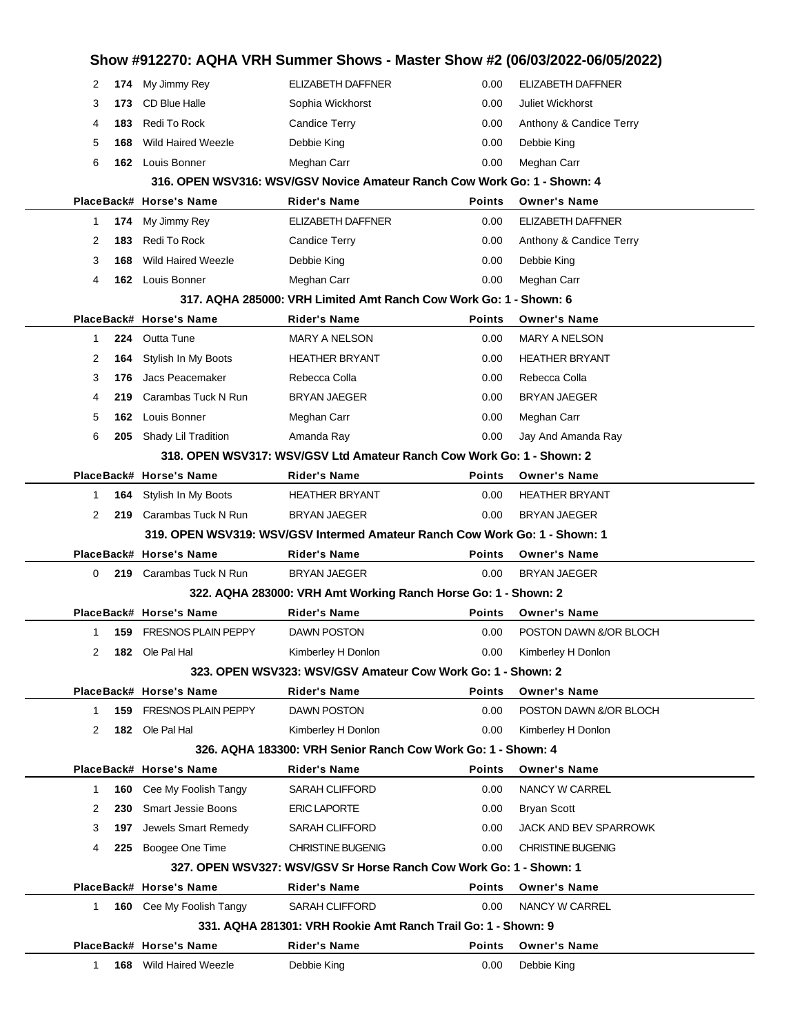## Show #912270: AQHA VRH Summer Shows - Master Show #2 (06/03/2022-06/05/2022)

| Place | Back# | Horse's Name | Rider's Name | Points | Owner's Name |
|---|---|---|---|---|---|
| 2 | 174 | My Jimmy Rey | ELIZABETH DAFFNER | 0.00 | ELIZABETH DAFFNER |
| 3 | 173 | CD Blue Halle | Sophia Wickhorst | 0.00 | Juliet Wickhorst |
| 4 | 183 | Redi To Rock | Candice Terry | 0.00 | Anthony & Candice Terry |
| 5 | 168 | Wild Haired Weezle | Debbie King | 0.00 | Debbie King |
| 6 | 162 | Louis Bonner | Meghan Carr | 0.00 | Meghan Carr |

### 316. OPEN WSV316: WSV/GSV Novice Amateur Ranch Cow Work Go: 1 - Shown: 4

| Place | Back# | Horse's Name | Rider's Name | Points | Owner's Name |
|---|---|---|---|---|---|
| 1 | 174 | My Jimmy Rey | ELIZABETH DAFFNER | 0.00 | ELIZABETH DAFFNER |
| 2 | 183 | Redi To Rock | Candice Terry | 0.00 | Anthony & Candice Terry |
| 3 | 168 | Wild Haired Weezle | Debbie King | 0.00 | Debbie King |
| 4 | 162 | Louis Bonner | Meghan Carr | 0.00 | Meghan Carr |

### 317. AQHA 285000: VRH Limited Amt Ranch Cow Work Go: 1 - Shown: 6

| Place | Back# | Horse's Name | Rider's Name | Points | Owner's Name |
|---|---|---|---|---|---|
| 1 | 224 | Outta Tune | MARY A NELSON | 0.00 | MARY A NELSON |
| 2 | 164 | Stylish In My Boots | HEATHER BRYANT | 0.00 | HEATHER BRYANT |
| 3 | 176 | Jacs Peacemaker | Rebecca Colla | 0.00 | Rebecca Colla |
| 4 | 219 | Carambas Tuck N Run | BRYAN JAEGER | 0.00 | BRYAN JAEGER |
| 5 | 162 | Louis Bonner | Meghan Carr | 0.00 | Meghan Carr |
| 6 | 205 | Shady Lil Tradition | Amanda Ray | 0.00 | Jay And Amanda Ray |

### 318. OPEN WSV317: WSV/GSV Ltd Amateur Ranch Cow Work Go: 1 - Shown: 2

| Place | Back# | Horse's Name | Rider's Name | Points | Owner's Name |
|---|---|---|---|---|---|
| 1 | 164 | Stylish In My Boots | HEATHER BRYANT | 0.00 | HEATHER BRYANT |
| 2 | 219 | Carambas Tuck N Run | BRYAN JAEGER | 0.00 | BRYAN JAEGER |

### 319. OPEN WSV319: WSV/GSV Intermed Amateur Ranch Cow Work Go: 1 - Shown: 1

| Place | Back# | Horse's Name | Rider's Name | Points | Owner's Name |
|---|---|---|---|---|---|
| 0 | 219 | Carambas Tuck N Run | BRYAN JAEGER | 0.00 | BRYAN JAEGER |

### 322. AQHA 283000: VRH Amt Working Ranch Horse Go: 1 - Shown: 2

| Place | Back# | Horse's Name | Rider's Name | Points | Owner's Name |
|---|---|---|---|---|---|
| 1 | 159 | FRESNOS PLAIN PEPPY | DAWN POSTON | 0.00 | POSTON DAWN &/OR BLOCH |
| 2 | 182 | Ole Pal Hal | Kimberley H Donlon | 0.00 | Kimberley H Donlon |

### 323. OPEN WSV323: WSV/GSV Amateur Cow Work Go: 1 - Shown: 2

| Place | Back# | Horse's Name | Rider's Name | Points | Owner's Name |
|---|---|---|---|---|---|
| 1 | 159 | FRESNOS PLAIN PEPPY | DAWN POSTON | 0.00 | POSTON DAWN &/OR BLOCH |
| 2 | 182 | Ole Pal Hal | Kimberley H Donlon | 0.00 | Kimberley H Donlon |

### 326. AQHA 183300: VRH Senior Ranch Cow Work Go: 1 - Shown: 4

| Place | Back# | Horse's Name | Rider's Name | Points | Owner's Name |
|---|---|---|---|---|---|
| 1 | 160 | Cee My Foolish Tangy | SARAH CLIFFORD | 0.00 | NANCY W CARREL |
| 2 | 230 | Smart Jessie Boons | ERIC LAPORTE | 0.00 | Bryan Scott |
| 3 | 197 | Jewels Smart Remedy | SARAH CLIFFORD | 0.00 | JACK AND BEV SPARROWK |
| 4 | 225 | Boogee One Time | CHRISTINE BUGENIG | 0.00 | CHRISTINE BUGENIG |

### 327. OPEN WSV327: WSV/GSV Sr Horse Ranch Cow Work Go: 1 - Shown: 1

| Place | Back# | Horse's Name | Rider's Name | Points | Owner's Name |
|---|---|---|---|---|---|
| 1 | 160 | Cee My Foolish Tangy | SARAH CLIFFORD | 0.00 | NANCY W CARREL |

### 331. AQHA 281301: VRH Rookie Amt Ranch Trail Go: 1 - Shown: 9

| Place | Back# | Horse's Name | Rider's Name | Points | Owner's Name |
|---|---|---|---|---|---|
| 1 | 168 | Wild Haired Weezle | Debbie King | 0.00 | Debbie King |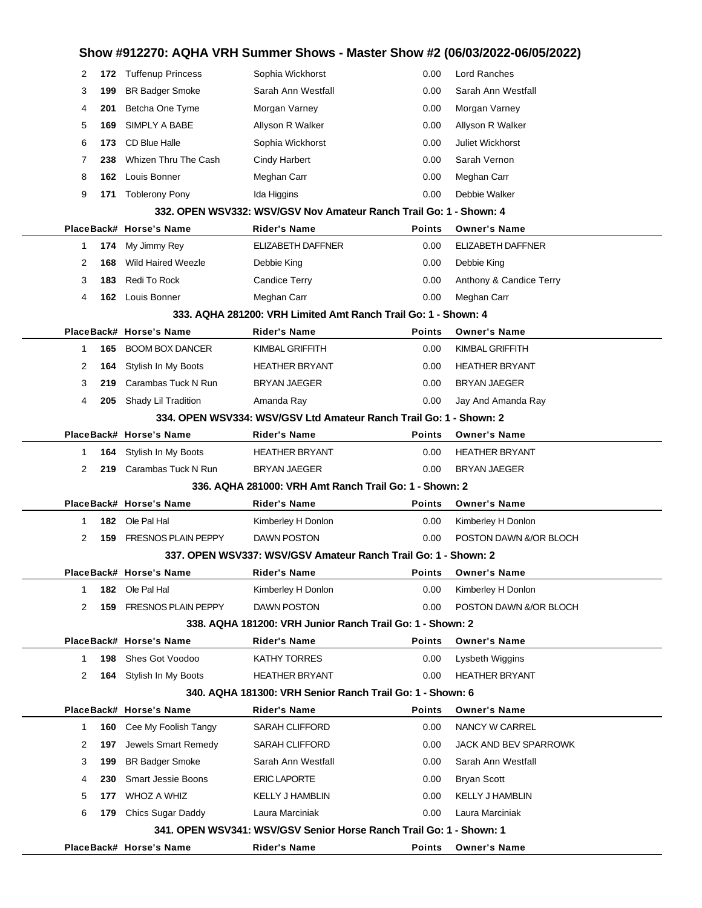## Show #912270: AQHA VRH Summer Shows - Master Show #2 (06/03/2022-06/05/2022)

| Place | Back# | Horse's Name | Rider's Name | Points | Owner's Name |
|---|---|---|---|---|---|
| 2 | **172** | Tuffenup Princess | Sophia Wickhorst | 0.00 | Lord Ranches |
| 3 | **199** | BR Badger Smoke | Sarah Ann Westfall | 0.00 | Sarah Ann Westfall |
| 4 | **201** | Betcha One Tyme | Morgan Varney | 0.00 | Morgan Varney |
| 5 | **169** | SIMPLY A BABE | Allyson R Walker | 0.00 | Allyson R Walker |
| 6 | **173** | CD Blue Halle | Sophia Wickhorst | 0.00 | Juliet Wickhorst |
| 7 | **238** | Whizen Thru The Cash | Cindy Harbert | 0.00 | Sarah Vernon |
| 8 | **162** | Louis Bonner | Meghan Carr | 0.00 | Meghan Carr |
| 9 | **171** | Toblerony Pony | Ida Higgins | 0.00 | Debbie Walker |

### 332. OPEN WSV332: WSV/GSV Nov Amateur Ranch Trail Go: 1 - Shown: 4

| Place | Back# | Horse's Name | Rider's Name | Points | Owner's Name |
|---|---|---|---|---|---|
| 1 | **174** | My Jimmy Rey | ELIZABETH DAFFNER | 0.00 | ELIZABETH DAFFNER |
| 2 | **168** | Wild Haired Weezle | Debbie King | 0.00 | Debbie King |
| 3 | **183** | Redi To Rock | Candice Terry | 0.00 | Anthony & Candice Terry |
| 4 | **162** | Louis Bonner | Meghan Carr | 0.00 | Meghan Carr |

### 333. AQHA 281200: VRH Limited Amt Ranch Trail Go: 1 - Shown: 4

| Place | Back# | Horse's Name | Rider's Name | Points | Owner's Name |
|---|---|---|---|---|---|
| 1 | **165** | BOOM BOX DANCER | KIMBAL GRIFFITH | 0.00 | KIMBAL GRIFFITH |
| 2 | **164** | Stylish In My Boots | HEATHER BRYANT | 0.00 | HEATHER BRYANT |
| 3 | **219** | Carambas Tuck N Run | BRYAN JAEGER | 0.00 | BRYAN JAEGER |
| 4 | **205** | Shady Lil Tradition | Amanda Ray | 0.00 | Jay And Amanda Ray |

### 334. OPEN WSV334: WSV/GSV Ltd Amateur Ranch Trail Go: 1 - Shown: 2

| Place | Back# | Horse's Name | Rider's Name | Points | Owner's Name |
|---|---|---|---|---|---|
| 1 | **164** | Stylish In My Boots | HEATHER BRYANT | 0.00 | HEATHER BRYANT |
| 2 | **219** | Carambas Tuck N Run | BRYAN JAEGER | 0.00 | BRYAN JAEGER |

### 336. AQHA 281000: VRH Amt Ranch Trail Go: 1 - Shown: 2

| Place | Back# | Horse's Name | Rider's Name | Points | Owner's Name |
|---|---|---|---|---|---|
| 1 | **182** | Ole Pal Hal | Kimberley H Donlon | 0.00 | Kimberley H Donlon |
| 2 | **159** | FRESNOS PLAIN PEPPY | DAWN POSTON | 0.00 | POSTON DAWN &/OR BLOCH |

### 337. OPEN WSV337: WSV/GSV Amateur Ranch Trail Go: 1 - Shown: 2

| Place | Back# | Horse's Name | Rider's Name | Points | Owner's Name |
|---|---|---|---|---|---|
| 1 | **182** | Ole Pal Hal | Kimberley H Donlon | 0.00 | Kimberley H Donlon |
| 2 | **159** | FRESNOS PLAIN PEPPY | DAWN POSTON | 0.00 | POSTON DAWN &/OR BLOCH |

### 338. AQHA 181200: VRH Junior Ranch Trail Go: 1 - Shown: 2

| Place | Back# | Horse's Name | Rider's Name | Points | Owner's Name |
|---|---|---|---|---|---|
| 1 | **198** | Shes Got Voodoo | KATHY TORRES | 0.00 | Lysbeth Wiggins |
| 2 | **164** | Stylish In My Boots | HEATHER BRYANT | 0.00 | HEATHER BRYANT |

### 340. AQHA 181300: VRH Senior Ranch Trail Go: 1 - Shown: 6

| Place | Back# | Horse's Name | Rider's Name | Points | Owner's Name |
|---|---|---|---|---|---|
| 1 | **160** | Cee My Foolish Tangy | SARAH CLIFFORD | 0.00 | NANCY W CARREL |
| 2 | **197** | Jewels Smart Remedy | SARAH CLIFFORD | 0.00 | JACK AND BEV SPARROWK |
| 3 | **199** | BR Badger Smoke | Sarah Ann Westfall | 0.00 | Sarah Ann Westfall |
| 4 | **230** | Smart Jessie Boons | ERIC LAPORTE | 0.00 | Bryan Scott |
| 5 | **177** | WHOZ A WHIZ | KELLY J HAMBLIN | 0.00 | KELLY J HAMBLIN |
| 6 | **179** | Chics Sugar Daddy | Laura Marciniak | 0.00 | Laura Marciniak |

### 341. OPEN WSV341: WSV/GSV Senior Horse Ranch Trail Go: 1 - Shown: 1

| Place | Back# | Horse's Name | Rider's Name | Points | Owner's Name |
|---|---|---|---|---|---|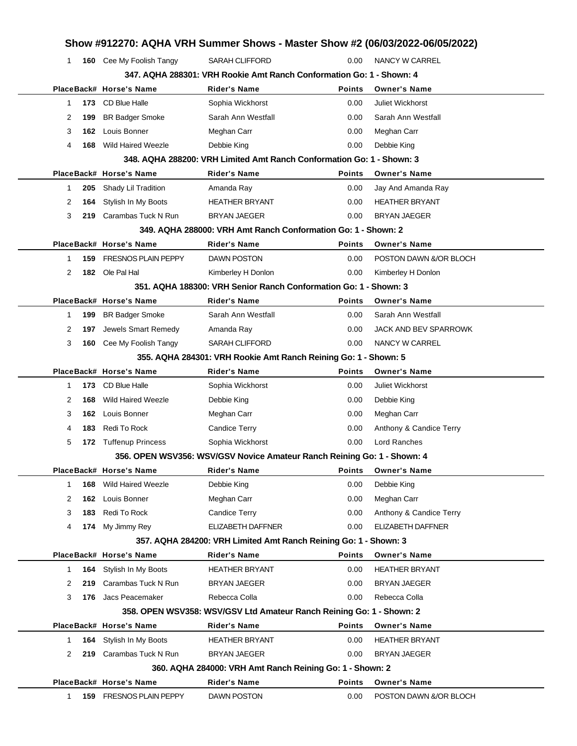# Show #912270: AQHA VRH Summer Shows - Master Show #2 (06/03/2022-06/05/2022)

| Place | Back# | Horse's Name | Rider's Name | Points | Owner's Name |
|---|---|---|---|---|---|
| 1 | 160 | Cee My Foolish Tangy | SARAH CLIFFORD | 0.00 | NANCY W CARREL |

### 347. AQHA 288301: VRH Rookie Amt Ranch Conformation Go: 1 - Shown: 4

| Place | Back# | Horse's Name | Rider's Name | Points | Owner's Name |
|---|---|---|---|---|---|
| 1 | 173 | CD Blue Halle | Sophia Wickhorst | 0.00 | Juliet Wickhorst |
| 2 | 199 | BR Badger Smoke | Sarah Ann Westfall | 0.00 | Sarah Ann Westfall |
| 3 | 162 | Louis Bonner | Meghan Carr | 0.00 | Meghan Carr |
| 4 | 168 | Wild Haired Weezle | Debbie King | 0.00 | Debbie King |

### 348. AQHA 288200: VRH Limited Amt Ranch Conformation Go: 1 - Shown: 3

| Place | Back# | Horse's Name | Rider's Name | Points | Owner's Name |
|---|---|---|---|---|---|
| 1 | 205 | Shady Lil Tradition | Amanda Ray | 0.00 | Jay And Amanda Ray |
| 2 | 164 | Stylish In My Boots | HEATHER BRYANT | 0.00 | HEATHER BRYANT |
| 3 | 219 | Carambas Tuck N Run | BRYAN JAEGER | 0.00 | BRYAN JAEGER |

### 349. AQHA 288000: VRH Amt Ranch Conformation Go: 1 - Shown: 2

| Place | Back# | Horse's Name | Rider's Name | Points | Owner's Name |
|---|---|---|---|---|---|
| 1 | 159 | FRESNOS PLAIN PEPPY | DAWN POSTON | 0.00 | POSTON DAWN &/OR BLOCH |
| 2 | 182 | Ole Pal Hal | Kimberley H Donlon | 0.00 | Kimberley H Donlon |

### 351. AQHA 188300: VRH Senior Ranch Conformation Go: 1 - Shown: 3

| Place | Back# | Horse's Name | Rider's Name | Points | Owner's Name |
|---|---|---|---|---|---|
| 1 | 199 | BR Badger Smoke | Sarah Ann Westfall | 0.00 | Sarah Ann Westfall |
| 2 | 197 | Jewels Smart Remedy | Amanda Ray | 0.00 | JACK AND BEV SPARROWK |
| 3 | 160 | Cee My Foolish Tangy | SARAH CLIFFORD | 0.00 | NANCY W CARREL |

### 355. AQHA 284301: VRH Rookie Amt Ranch Reining Go: 1 - Shown: 5

| Place | Back# | Horse's Name | Rider's Name | Points | Owner's Name |
|---|---|---|---|---|---|
| 1 | 173 | CD Blue Halle | Sophia Wickhorst | 0.00 | Juliet Wickhorst |
| 2 | 168 | Wild Haired Weezle | Debbie King | 0.00 | Debbie King |
| 3 | 162 | Louis Bonner | Meghan Carr | 0.00 | Meghan Carr |
| 4 | 183 | Redi To Rock | Candice Terry | 0.00 | Anthony & Candice Terry |
| 5 | 172 | Tuffenup Princess | Sophia Wickhorst | 0.00 | Lord Ranches |

### 356. OPEN WSV356: WSV/GSV Novice Amateur Ranch Reining Go: 1 - Shown: 4

| Place | Back# | Horse's Name | Rider's Name | Points | Owner's Name |
|---|---|---|---|---|---|
| 1 | 168 | Wild Haired Weezle | Debbie King | 0.00 | Debbie King |
| 2 | 162 | Louis Bonner | Meghan Carr | 0.00 | Meghan Carr |
| 3 | 183 | Redi To Rock | Candice Terry | 0.00 | Anthony & Candice Terry |
| 4 | 174 | My Jimmy Rey | ELIZABETH DAFFNER | 0.00 | ELIZABETH DAFFNER |

### 357. AQHA 284200: VRH Limited Amt Ranch Reining Go: 1 - Shown: 3

| Place | Back# | Horse's Name | Rider's Name | Points | Owner's Name |
|---|---|---|---|---|---|
| 1 | 164 | Stylish In My Boots | HEATHER BRYANT | 0.00 | HEATHER BRYANT |
| 2 | 219 | Carambas Tuck N Run | BRYAN JAEGER | 0.00 | BRYAN JAEGER |
| 3 | 176 | Jacs Peacemaker | Rebecca Colla | 0.00 | Rebecca Colla |

### 358. OPEN WSV358: WSV/GSV Ltd Amateur Ranch Reining Go: 1 - Shown: 2

| Place | Back# | Horse's Name | Rider's Name | Points | Owner's Name |
|---|---|---|---|---|---|
| 1 | 164 | Stylish In My Boots | HEATHER BRYANT | 0.00 | HEATHER BRYANT |
| 2 | 219 | Carambas Tuck N Run | BRYAN JAEGER | 0.00 | BRYAN JAEGER |

### 360. AQHA 284000: VRH Amt Ranch Reining Go: 1 - Shown: 2

| Place | Back# | Horse's Name | Rider's Name | Points | Owner's Name |
|---|---|---|---|---|---|
| 1 | 159 | FRESNOS PLAIN PEPPY | DAWN POSTON | 0.00 | POSTON DAWN &/OR BLOCH |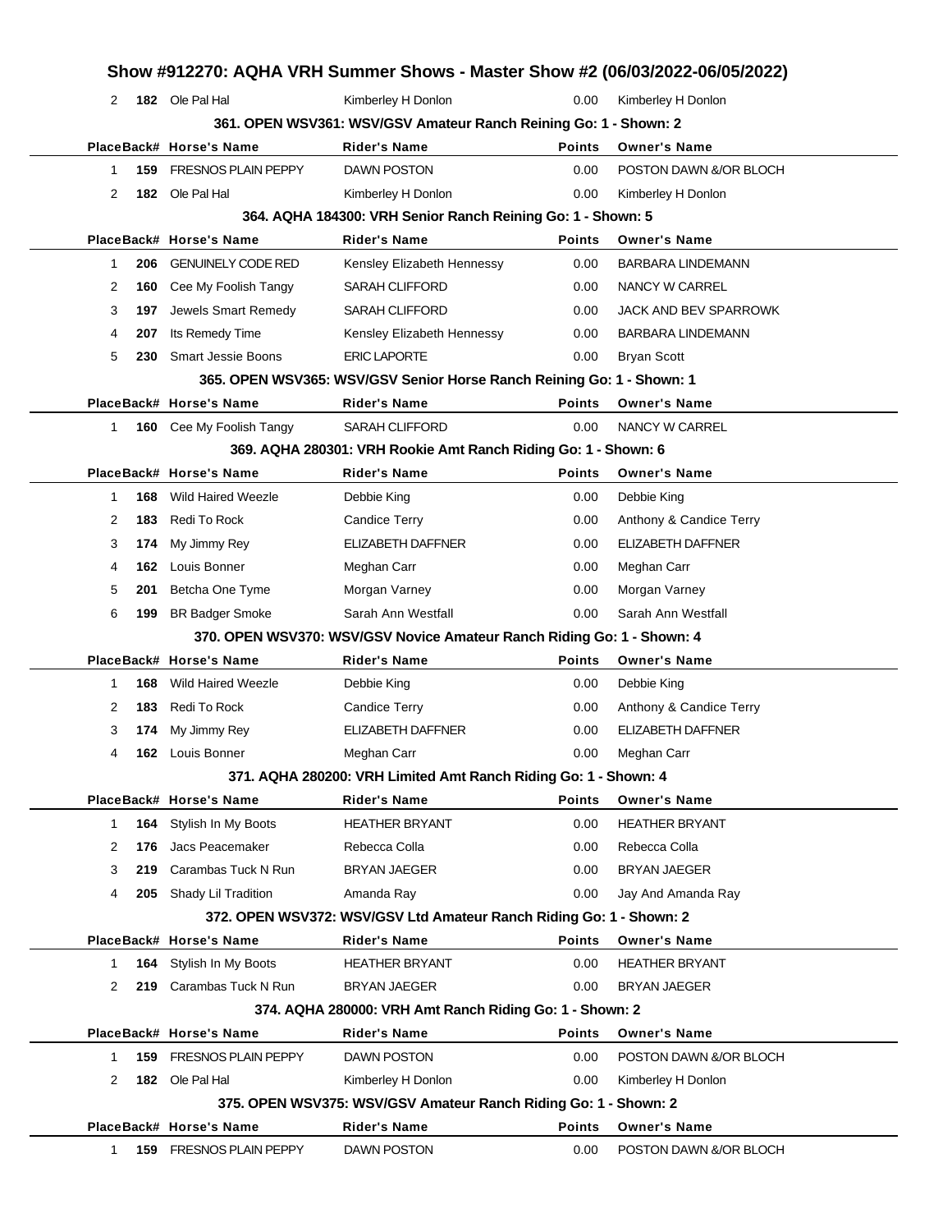# Show #912270: AQHA VRH Summer Shows - Master Show #2 (06/03/2022-06/05/2022)

| Place | Back# | Horse's Name | Rider's Name | Points | Owner's Name |
|---|---|---|---|---|---|
| 2 | 182 | Ole Pal Hal | Kimberley H Donlon | 0.00 | Kimberley H Donlon |

### 361. OPEN WSV361: WSV/GSV Amateur Ranch Reining Go: 1 - Shown: 2

| Place | Back# | Horse's Name | Rider's Name | Points | Owner's Name |
|---|---|---|---|---|---|
| 1 | 159 | FRESNOS PLAIN PEPPY | DAWN POSTON | 0.00 | POSTON DAWN &/OR BLOCH |
| 2 | 182 | Ole Pal Hal | Kimberley H Donlon | 0.00 | Kimberley H Donlon |

### 364. AQHA 184300: VRH Senior Ranch Reining Go: 1 - Shown: 5

| Place | Back# | Horse's Name | Rider's Name | Points | Owner's Name |
|---|---|---|---|---|---|
| 1 | 206 | GENUINELY CODE RED | Kensley Elizabeth Hennessy | 0.00 | BARBARA LINDEMANN |
| 2 | 160 | Cee My Foolish Tangy | SARAH CLIFFORD | 0.00 | NANCY W CARREL |
| 3 | 197 | Jewels Smart Remedy | SARAH CLIFFORD | 0.00 | JACK AND BEV SPARROWK |
| 4 | 207 | Its Remedy Time | Kensley Elizabeth Hennessy | 0.00 | BARBARA LINDEMANN |
| 5 | 230 | Smart Jessie Boons | ERIC LAPORTE | 0.00 | Bryan Scott |

### 365. OPEN WSV365: WSV/GSV Senior Horse Ranch Reining Go: 1 - Shown: 1

| Place | Back# | Horse's Name | Rider's Name | Points | Owner's Name |
|---|---|---|---|---|---|
| 1 | 160 | Cee My Foolish Tangy | SARAH CLIFFORD | 0.00 | NANCY W CARREL |

### 369. AQHA 280301: VRH Rookie Amt Ranch Riding Go: 1 - Shown: 6

| Place | Back# | Horse's Name | Rider's Name | Points | Owner's Name |
|---|---|---|---|---|---|
| 1 | 168 | Wild Haired Weezle | Debbie King | 0.00 | Debbie King |
| 2 | 183 | Redi To Rock | Candice Terry | 0.00 | Anthony & Candice Terry |
| 3 | 174 | My Jimmy Rey | ELIZABETH DAFFNER | 0.00 | ELIZABETH DAFFNER |
| 4 | 162 | Louis Bonner | Meghan Carr | 0.00 | Meghan Carr |
| 5 | 201 | Betcha One Tyme | Morgan Varney | 0.00 | Morgan Varney |
| 6 | 199 | BR Badger Smoke | Sarah Ann Westfall | 0.00 | Sarah Ann Westfall |

### 370. OPEN WSV370: WSV/GSV Novice Amateur Ranch Riding Go: 1 - Shown: 4

| Place | Back# | Horse's Name | Rider's Name | Points | Owner's Name |
|---|---|---|---|---|---|
| 1 | 168 | Wild Haired Weezle | Debbie King | 0.00 | Debbie King |
| 2 | 183 | Redi To Rock | Candice Terry | 0.00 | Anthony & Candice Terry |
| 3 | 174 | My Jimmy Rey | ELIZABETH DAFFNER | 0.00 | ELIZABETH DAFFNER |
| 4 | 162 | Louis Bonner | Meghan Carr | 0.00 | Meghan Carr |

### 371. AQHA 280200: VRH Limited Amt Ranch Riding Go: 1 - Shown: 4

| Place | Back# | Horse's Name | Rider's Name | Points | Owner's Name |
|---|---|---|---|---|---|
| 1 | 164 | Stylish In My Boots | HEATHER BRYANT | 0.00 | HEATHER BRYANT |
| 2 | 176 | Jacs Peacemaker | Rebecca Colla | 0.00 | Rebecca Colla |
| 3 | 219 | Carambas Tuck N Run | BRYAN JAEGER | 0.00 | BRYAN JAEGER |
| 4 | 205 | Shady Lil Tradition | Amanda Ray | 0.00 | Jay And Amanda Ray |

### 372. OPEN WSV372: WSV/GSV Ltd Amateur Ranch Riding Go: 1 - Shown: 2

| Place | Back# | Horse's Name | Rider's Name | Points | Owner's Name |
|---|---|---|---|---|---|
| 1 | 164 | Stylish In My Boots | HEATHER BRYANT | 0.00 | HEATHER BRYANT |
| 2 | 219 | Carambas Tuck N Run | BRYAN JAEGER | 0.00 | BRYAN JAEGER |

### 374. AQHA 280000: VRH Amt Ranch Riding Go: 1 - Shown: 2

| Place | Back# | Horse's Name | Rider's Name | Points | Owner's Name |
|---|---|---|---|---|---|
| 1 | 159 | FRESNOS PLAIN PEPPY | DAWN POSTON | 0.00 | POSTON DAWN &/OR BLOCH |
| 2 | 182 | Ole Pal Hal | Kimberley H Donlon | 0.00 | Kimberley H Donlon |

### 375. OPEN WSV375: WSV/GSV Amateur Ranch Riding Go: 1 - Shown: 2

| Place | Back# | Horse's Name | Rider's Name | Points | Owner's Name |
|---|---|---|---|---|---|
| 1 | 159 | FRESNOS PLAIN PEPPY | DAWN POSTON | 0.00 | POSTON DAWN &/OR BLOCH |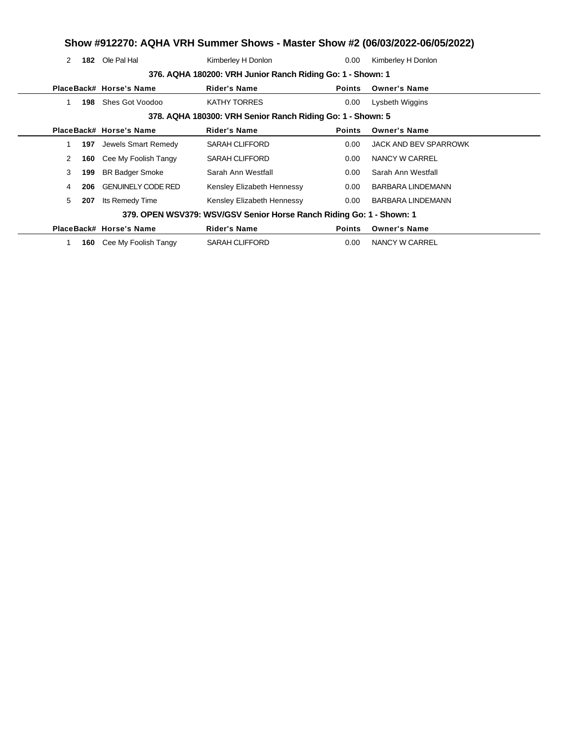| Place | Back# | Horse's Name | Rider's Name | Points | Owner's Name |
|---|---|---|---|---|---|
| 2 | 182 | Ole Pal Hal | Kimberley H Donlon | 0.00 | Kimberley H Donlon |

### 376. AQHA 180200: VRH Junior Ranch Riding Go: 1 - Shown: 1

| Place | Back# | Horse's Name | Rider's Name | Points | Owner's Name |
|---|---|---|---|---|---|
| 1 | 198 | Shes Got Voodoo | KATHY TORRES | 0.00 | Lysbeth Wiggins |

### 378. AQHA 180300: VRH Senior Ranch Riding Go: 1 - Shown: 5

| Place | Back# | Horse's Name | Rider's Name | Points | Owner's Name |
|---|---|---|---|---|---|
| 1 | 197 | Jewels Smart Remedy | SARAH CLIFFORD | 0.00 | JACK AND BEV SPARROWK |
| 2 | 160 | Cee My Foolish Tangy | SARAH CLIFFORD | 0.00 | NANCY W CARREL |
| 3 | 199 | BR Badger Smoke | Sarah Ann Westfall | 0.00 | Sarah Ann Westfall |
| 4 | 206 | GENUINELY CODE RED | Kensley Elizabeth Hennessy | 0.00 | BARBARA LINDEMANN |
| 5 | 207 | Its Remedy Time | Kensley Elizabeth Hennessy | 0.00 | BARBARA LINDEMANN |

### 379. OPEN WSV379: WSV/GSV Senior Horse Ranch Riding Go: 1 - Shown: 1

| Place | Back# | Horse's Name | Rider's Name | Points | Owner's Name |
|---|---|---|---|---|---|
| 1 | 160 | Cee My Foolish Tangy | SARAH CLIFFORD | 0.00 | NANCY W CARREL |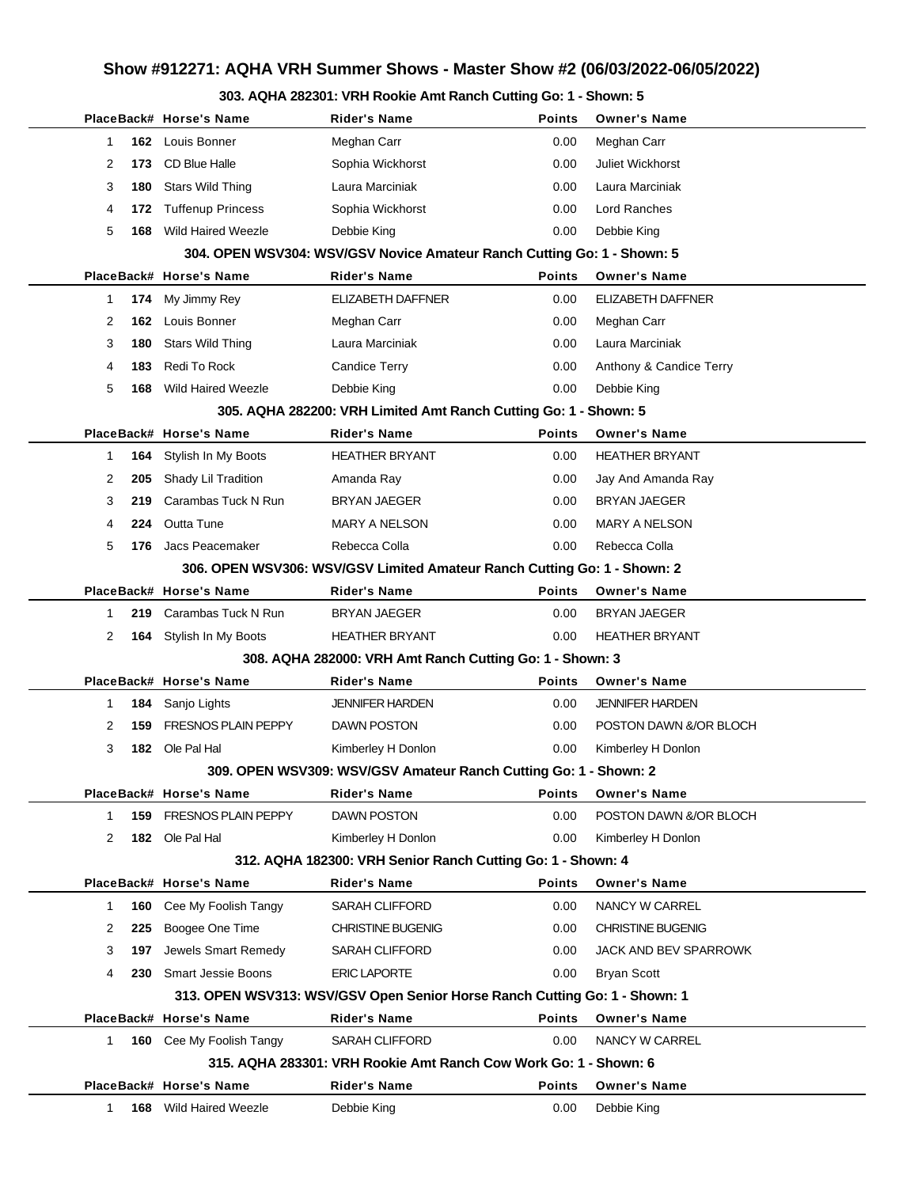# Show #912271: AQHA VRH Summer Shows - Master Show #2 (06/03/2022-06/05/2022)

### 303. AQHA 282301: VRH Rookie Amt Ranch Cutting Go: 1 - Shown: 5

| Place | Back# | Horse's Name | Rider's Name | Points | Owner's Name |
|---|---|---|---|---|---|
| 1 | 162 | Louis Bonner | Meghan Carr | 0.00 | Meghan Carr |
| 2 | 173 | CD Blue Halle | Sophia Wickhorst | 0.00 | Juliet Wickhorst |
| 3 | 180 | Stars Wild Thing | Laura Marciniak | 0.00 | Laura Marciniak |
| 4 | 172 | Tuffenup Princess | Sophia Wickhorst | 0.00 | Lord Ranches |
| 5 | 168 | Wild Haired Weezle | Debbie King | 0.00 | Debbie King |

### 304. OPEN WSV304: WSV/GSV Novice Amateur Ranch Cutting Go: 1 - Shown: 5

| Place | Back# | Horse's Name | Rider's Name | Points | Owner's Name |
|---|---|---|---|---|---|
| 1 | 174 | My Jimmy Rey | ELIZABETH DAFFNER | 0.00 | ELIZABETH DAFFNER |
| 2 | 162 | Louis Bonner | Meghan Carr | 0.00 | Meghan Carr |
| 3 | 180 | Stars Wild Thing | Laura Marciniak | 0.00 | Laura Marciniak |
| 4 | 183 | Redi To Rock | Candice Terry | 0.00 | Anthony & Candice Terry |
| 5 | 168 | Wild Haired Weezle | Debbie King | 0.00 | Debbie King |

### 305. AQHA 282200: VRH Limited Amt Ranch Cutting Go: 1 - Shown: 5

| Place | Back# | Horse's Name | Rider's Name | Points | Owner's Name |
|---|---|---|---|---|---|
| 1 | 164 | Stylish In My Boots | HEATHER BRYANT | 0.00 | HEATHER BRYANT |
| 2 | 205 | Shady Lil Tradition | Amanda Ray | 0.00 | Jay And Amanda Ray |
| 3 | 219 | Carambas Tuck N Run | BRYAN JAEGER | 0.00 | BRYAN JAEGER |
| 4 | 224 | Outta Tune | MARY A NELSON | 0.00 | MARY A NELSON |
| 5 | 176 | Jacs Peacemaker | Rebecca Colla | 0.00 | Rebecca Colla |

### 306. OPEN WSV306: WSV/GSV Limited Amateur Ranch Cutting Go: 1 - Shown: 2

| Place | Back# | Horse's Name | Rider's Name | Points | Owner's Name |
|---|---|---|---|---|---|
| 1 | 219 | Carambas Tuck N Run | BRYAN JAEGER | 0.00 | BRYAN JAEGER |
| 2 | 164 | Stylish In My Boots | HEATHER BRYANT | 0.00 | HEATHER BRYANT |

### 308. AQHA 282000: VRH Amt Ranch Cutting Go: 1 - Shown: 3

| Place | Back# | Horse's Name | Rider's Name | Points | Owner's Name |
|---|---|---|---|---|---|
| 1 | 184 | Sanjo Lights | JENNIFER HARDEN | 0.00 | JENNIFER HARDEN |
| 2 | 159 | FRESNOS PLAIN PEPPY | DAWN POSTON | 0.00 | POSTON DAWN &/OR BLOCH |
| 3 | 182 | Ole Pal Hal | Kimberley H Donlon | 0.00 | Kimberley H Donlon |

### 309. OPEN WSV309: WSV/GSV Amateur Ranch Cutting Go: 1 - Shown: 2

| Place | Back# | Horse's Name | Rider's Name | Points | Owner's Name |
|---|---|---|---|---|---|
| 1 | 159 | FRESNOS PLAIN PEPPY | DAWN POSTON | 0.00 | POSTON DAWN &/OR BLOCH |
| 2 | 182 | Ole Pal Hal | Kimberley H Donlon | 0.00 | Kimberley H Donlon |

### 312. AQHA 182300: VRH Senior Ranch Cutting Go: 1 - Shown: 4

| Place | Back# | Horse's Name | Rider's Name | Points | Owner's Name |
|---|---|---|---|---|---|
| 1 | 160 | Cee My Foolish Tangy | SARAH CLIFFORD | 0.00 | NANCY W CARREL |
| 2 | 225 | Boogee One Time | CHRISTINE BUGENIG | 0.00 | CHRISTINE BUGENIG |
| 3 | 197 | Jewels Smart Remedy | SARAH CLIFFORD | 0.00 | JACK AND BEV SPARROWK |
| 4 | 230 | Smart Jessie Boons | ERIC LAPORTE | 0.00 | Bryan Scott |

### 313. OPEN WSV313: WSV/GSV Open Senior Horse Ranch Cutting Go: 1 - Shown: 1

| Place | Back# | Horse's Name | Rider's Name | Points | Owner's Name |
|---|---|---|---|---|---|
| 1 | 160 | Cee My Foolish Tangy | SARAH CLIFFORD | 0.00 | NANCY W CARREL |

### 315. AQHA 283301: VRH Rookie Amt Ranch Cow Work Go: 1 - Shown: 6

| Place | Back# | Horse's Name | Rider's Name | Points | Owner's Name |
|---|---|---|---|---|---|
| 1 | 168 | Wild Haired Weezle | Debbie King | 0.00 | Debbie King |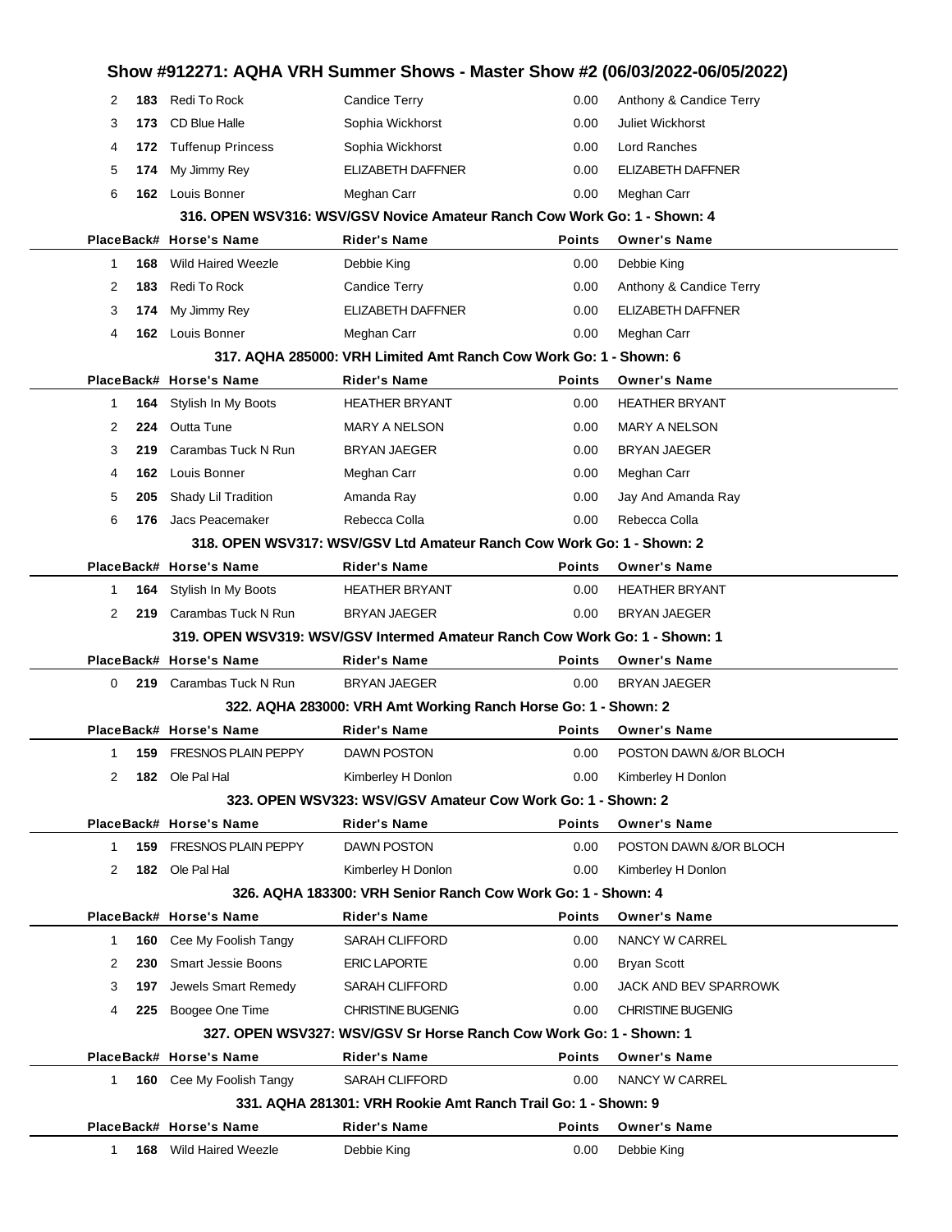## Show #912271: AQHA VRH Summer Shows - Master Show #2 (06/03/2022-06/05/2022)

| Place | Back# | Horse's Name | Rider's Name | Points | Owner's Name |
|---|---|---|---|---|---|
| 2 | 183 | Redi To Rock | Candice Terry | 0.00 | Anthony & Candice Terry |
| 3 | 173 | CD Blue Halle | Sophia Wickhorst | 0.00 | Juliet Wickhorst |
| 4 | 172 | Tuffenup Princess | Sophia Wickhorst | 0.00 | Lord Ranches |
| 5 | 174 | My Jimmy Rey | ELIZABETH DAFFNER | 0.00 | ELIZABETH DAFFNER |
| 6 | 162 | Louis Bonner | Meghan Carr | 0.00 | Meghan Carr |

### 316. OPEN WSV316: WSV/GSV Novice Amateur Ranch Cow Work Go: 1 - Shown: 4

| Place | Back# | Horse's Name | Rider's Name | Points | Owner's Name |
|---|---|---|---|---|---|
| 1 | 168 | Wild Haired Weezle | Debbie King | 0.00 | Debbie King |
| 2 | 183 | Redi To Rock | Candice Terry | 0.00 | Anthony & Candice Terry |
| 3 | 174 | My Jimmy Rey | ELIZABETH DAFFNER | 0.00 | ELIZABETH DAFFNER |
| 4 | 162 | Louis Bonner | Meghan Carr | 0.00 | Meghan Carr |

### 317. AQHA 285000: VRH Limited Amt Ranch Cow Work Go: 1 - Shown: 6

| Place | Back# | Horse's Name | Rider's Name | Points | Owner's Name |
|---|---|---|---|---|---|
| 1 | 164 | Stylish In My Boots | HEATHER BRYANT | 0.00 | HEATHER BRYANT |
| 2 | 224 | Outta Tune | MARY A NELSON | 0.00 | MARY A NELSON |
| 3 | 219 | Carambas Tuck N Run | BRYAN JAEGER | 0.00 | BRYAN JAEGER |
| 4 | 162 | Louis Bonner | Meghan Carr | 0.00 | Meghan Carr |
| 5 | 205 | Shady Lil Tradition | Amanda Ray | 0.00 | Jay And Amanda Ray |
| 6 | 176 | Jacs Peacemaker | Rebecca Colla | 0.00 | Rebecca Colla |

### 318. OPEN WSV317: WSV/GSV Ltd Amateur Ranch Cow Work Go: 1 - Shown: 2

| Place | Back# | Horse's Name | Rider's Name | Points | Owner's Name |
|---|---|---|---|---|---|
| 1 | 164 | Stylish In My Boots | HEATHER BRYANT | 0.00 | HEATHER BRYANT |
| 2 | 219 | Carambas Tuck N Run | BRYAN JAEGER | 0.00 | BRYAN JAEGER |

### 319. OPEN WSV319: WSV/GSV Intermed Amateur Ranch Cow Work Go: 1 - Shown: 1

| Place | Back# | Horse's Name | Rider's Name | Points | Owner's Name |
|---|---|---|---|---|---|
| 0 | 219 | Carambas Tuck N Run | BRYAN JAEGER | 0.00 | BRYAN JAEGER |

### 322. AQHA 283000: VRH Amt Working Ranch Horse Go: 1 - Shown: 2

| Place | Back# | Horse's Name | Rider's Name | Points | Owner's Name |
|---|---|---|---|---|---|
| 1 | 159 | FRESNOS PLAIN PEPPY | DAWN POSTON | 0.00 | POSTON DAWN &/OR BLOCH |
| 2 | 182 | Ole Pal Hal | Kimberley H Donlon | 0.00 | Kimberley H Donlon |

### 323. OPEN WSV323: WSV/GSV Amateur Cow Work Go: 1 - Shown: 2

| Place | Back# | Horse's Name | Rider's Name | Points | Owner's Name |
|---|---|---|---|---|---|
| 1 | 159 | FRESNOS PLAIN PEPPY | DAWN POSTON | 0.00 | POSTON DAWN &/OR BLOCH |
| 2 | 182 | Ole Pal Hal | Kimberley H Donlon | 0.00 | Kimberley H Donlon |

### 326. AQHA 183300: VRH Senior Ranch Cow Work Go: 1 - Shown: 4

| Place | Back# | Horse's Name | Rider's Name | Points | Owner's Name |
|---|---|---|---|---|---|
| 1 | 160 | Cee My Foolish Tangy | SARAH CLIFFORD | 0.00 | NANCY W CARREL |
| 2 | 230 | Smart Jessie Boons | ERIC LAPORTE | 0.00 | Bryan Scott |
| 3 | 197 | Jewels Smart Remedy | SARAH CLIFFORD | 0.00 | JACK AND BEV SPARROWK |
| 4 | 225 | Boogee One Time | CHRISTINE BUGENIG | 0.00 | CHRISTINE BUGENIG |

### 327. OPEN WSV327: WSV/GSV Sr Horse Ranch Cow Work Go: 1 - Shown: 1

| Place | Back# | Horse's Name | Rider's Name | Points | Owner's Name |
|---|---|---|---|---|---|
| 1 | 160 | Cee My Foolish Tangy | SARAH CLIFFORD | 0.00 | NANCY W CARREL |

### 331. AQHA 281301: VRH Rookie Amt Ranch Trail Go: 1 - Shown: 9

| Place | Back# | Horse's Name | Rider's Name | Points | Owner's Name |
|---|---|---|---|---|---|
| 1 | 168 | Wild Haired Weezle | Debbie King | 0.00 | Debbie King |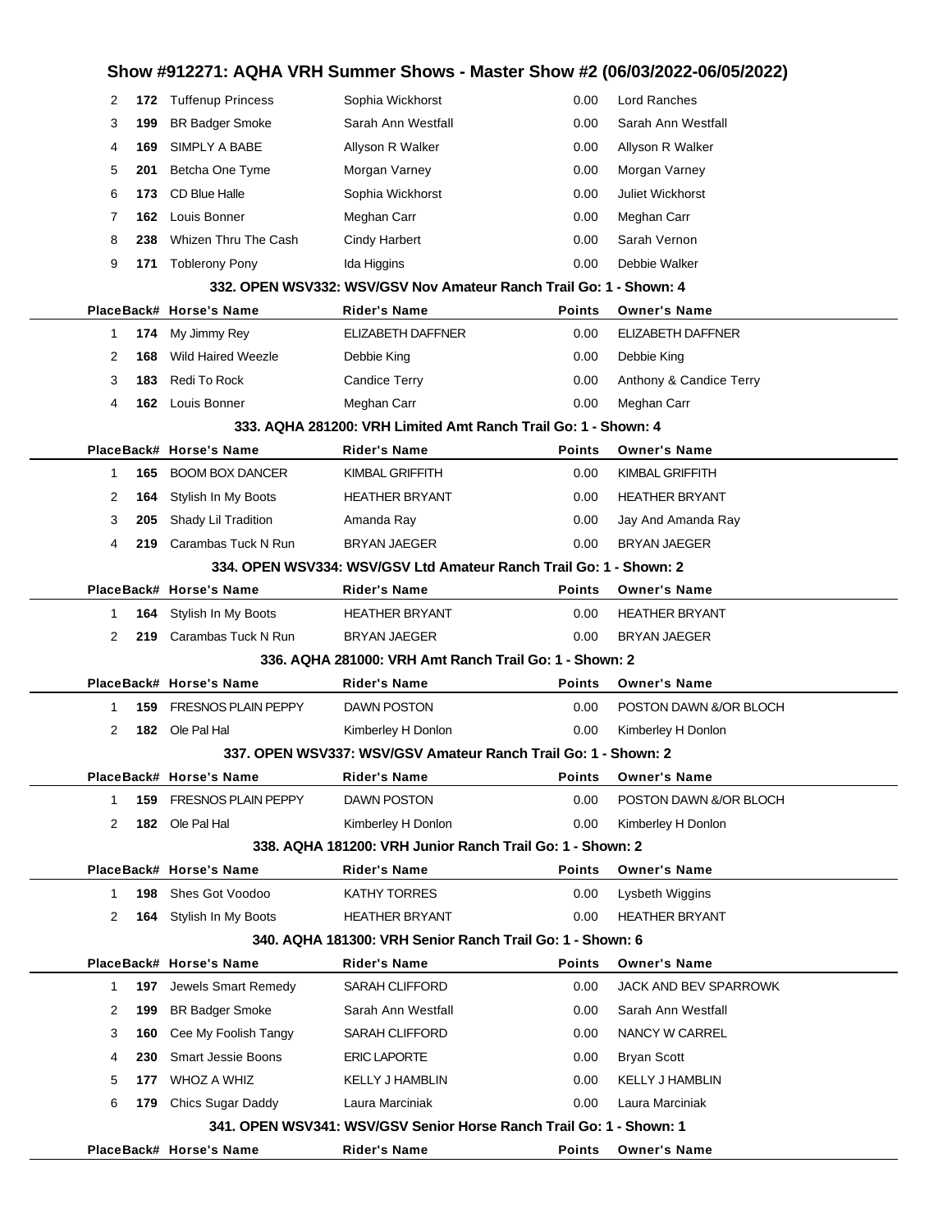# Show #912271: AQHA VRH Summer Shows - Master Show #2 (06/03/2022-06/05/2022)

| Place | Back# | Horse's Name | Rider's Name | Points | Owner's Name |
|---|---|---|---|---|---|
| 2 | 172 | Tuffenup Princess | Sophia Wickhorst | 0.00 | Lord Ranches |
| 3 | 199 | BR Badger Smoke | Sarah Ann Westfall | 0.00 | Sarah Ann Westfall |
| 4 | 169 | SIMPLY A BABE | Allyson R Walker | 0.00 | Allyson R Walker |
| 5 | 201 | Betcha One Tyme | Morgan Varney | 0.00 | Morgan Varney |
| 6 | 173 | CD Blue Halle | Sophia Wickhorst | 0.00 | Juliet Wickhorst |
| 7 | 162 | Louis Bonner | Meghan Carr | 0.00 | Meghan Carr |
| 8 | 238 | Whizen Thru The Cash | Cindy Harbert | 0.00 | Sarah Vernon |
| 9 | 171 | Toblerony Pony | Ida Higgins | 0.00 | Debbie Walker |

### 332. OPEN WSV332: WSV/GSV Nov Amateur Ranch Trail Go: 1 - Shown: 4

| Place | Back# | Horse's Name | Rider's Name | Points | Owner's Name |
|---|---|---|---|---|---|
| 1 | 174 | My Jimmy Rey | ELIZABETH DAFFNER | 0.00 | ELIZABETH DAFFNER |
| 2 | 168 | Wild Haired Weezle | Debbie King | 0.00 | Debbie King |
| 3 | 183 | Redi To Rock | Candice Terry | 0.00 | Anthony & Candice Terry |
| 4 | 162 | Louis Bonner | Meghan Carr | 0.00 | Meghan Carr |

### 333. AQHA 281200: VRH Limited Amt Ranch Trail Go: 1 - Shown: 4

| Place | Back# | Horse's Name | Rider's Name | Points | Owner's Name |
|---|---|---|---|---|---|
| 1 | 165 | BOOM BOX DANCER | KIMBAL GRIFFITH | 0.00 | KIMBAL GRIFFITH |
| 2 | 164 | Stylish In My Boots | HEATHER BRYANT | 0.00 | HEATHER BRYANT |
| 3 | 205 | Shady Lil Tradition | Amanda Ray | 0.00 | Jay And Amanda Ray |
| 4 | 219 | Carambas Tuck N Run | BRYAN JAEGER | 0.00 | BRYAN JAEGER |

### 334. OPEN WSV334: WSV/GSV Ltd Amateur Ranch Trail Go: 1 - Shown: 2

| Place | Back# | Horse's Name | Rider's Name | Points | Owner's Name |
|---|---|---|---|---|---|
| 1 | 164 | Stylish In My Boots | HEATHER BRYANT | 0.00 | HEATHER BRYANT |
| 2 | 219 | Carambas Tuck N Run | BRYAN JAEGER | 0.00 | BRYAN JAEGER |

### 336. AQHA 281000: VRH Amt Ranch Trail Go: 1 - Shown: 2

| Place | Back# | Horse's Name | Rider's Name | Points | Owner's Name |
|---|---|---|---|---|---|
| 1 | 159 | FRESNOS PLAIN PEPPY | DAWN POSTON | 0.00 | POSTON DAWN &OR BLOCH |
| 2 | 182 | Ole Pal Hal | Kimberley H Donlon | 0.00 | Kimberley H Donlon |

### 337. OPEN WSV337: WSV/GSV Amateur Ranch Trail Go: 1 - Shown: 2

| Place | Back# | Horse's Name | Rider's Name | Points | Owner's Name |
|---|---|---|---|---|---|
| 1 | 159 | FRESNOS PLAIN PEPPY | DAWN POSTON | 0.00 | POSTON DAWN &OR BLOCH |
| 2 | 182 | Ole Pal Hal | Kimberley H Donlon | 0.00 | Kimberley H Donlon |

### 338. AQHA 181200: VRH Junior Ranch Trail Go: 1 - Shown: 2

| Place | Back# | Horse's Name | Rider's Name | Points | Owner's Name |
|---|---|---|---|---|---|
| 1 | 198 | Shes Got Voodoo | KATHY TORRES | 0.00 | Lysbeth Wiggins |
| 2 | 164 | Stylish In My Boots | HEATHER BRYANT | 0.00 | HEATHER BRYANT |

### 340. AQHA 181300: VRH Senior Ranch Trail Go: 1 - Shown: 6

| Place | Back# | Horse's Name | Rider's Name | Points | Owner's Name |
|---|---|---|---|---|---|
| 1 | 197 | Jewels Smart Remedy | SARAH CLIFFORD | 0.00 | JACK AND BEV SPARROWK |
| 2 | 199 | BR Badger Smoke | Sarah Ann Westfall | 0.00 | Sarah Ann Westfall |
| 3 | 160 | Cee My Foolish Tangy | SARAH CLIFFORD | 0.00 | NANCY W CARREL |
| 4 | 230 | Smart Jessie Boons | ERIC LAPORTE | 0.00 | Bryan Scott |
| 5 | 177 | WHOZ A WHIZ | KELLY J HAMBLIN | 0.00 | KELLY J HAMBLIN |
| 6 | 179 | Chics Sugar Daddy | Laura Marciniak | 0.00 | Laura Marciniak |

### 341. OPEN WSV341: WSV/GSV Senior Horse Ranch Trail Go: 1 - Shown: 1

| Place | Back# | Horse's Name | Rider's Name | Points | Owner's Name |
|---|---|---|---|---|---|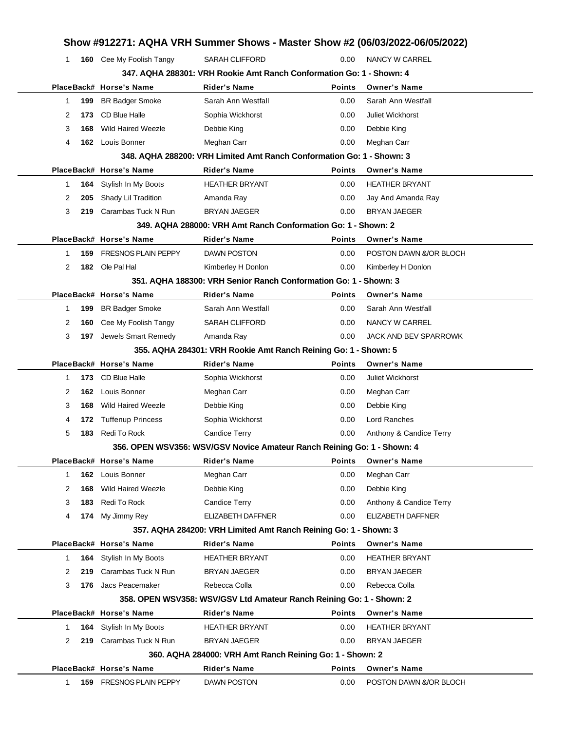# Show #912271: AQHA VRH Summer Shows - Master Show #2 (06/03/2022-06/05/2022)

| Place | Back# | Horse's Name | Rider's Name | Points | Owner's Name |
|---|---|---|---|---|---|
| 1 | 160 | Cee My Foolish Tangy | SARAH CLIFFORD | 0.00 | NANCY W CARREL |

### 347. AQHA 288301: VRH Rookie Amt Ranch Conformation Go: 1 - Shown: 4

| Place | Back# | Horse's Name | Rider's Name | Points | Owner's Name |
|---|---|---|---|---|---|
| 1 | 199 | BR Badger Smoke | Sarah Ann Westfall | 0.00 | Sarah Ann Westfall |
| 2 | 173 | CD Blue Halle | Sophia Wickhorst | 0.00 | Juliet Wickhorst |
| 3 | 168 | Wild Haired Weezle | Debbie King | 0.00 | Debbie King |
| 4 | 162 | Louis Bonner | Meghan Carr | 0.00 | Meghan Carr |

### 348. AQHA 288200: VRH Limited Amt Ranch Conformation Go: 1 - Shown: 3

| Place | Back# | Horse's Name | Rider's Name | Points | Owner's Name |
|---|---|---|---|---|---|
| 1 | 164 | Stylish In My Boots | HEATHER BRYANT | 0.00 | HEATHER BRYANT |
| 2 | 205 | Shady Lil Tradition | Amanda Ray | 0.00 | Jay And Amanda Ray |
| 3 | 219 | Carambas Tuck N Run | BRYAN JAEGER | 0.00 | BRYAN JAEGER |

### 349. AQHA 288000: VRH Amt Ranch Conformation Go: 1 - Shown: 2

| Place | Back# | Horse's Name | Rider's Name | Points | Owner's Name |
|---|---|---|---|---|---|
| 1 | 159 | FRESNOS PLAIN PEPPY | DAWN POSTON | 0.00 | POSTON DAWN &/OR BLOCH |
| 2 | 182 | Ole Pal Hal | Kimberley H Donlon | 0.00 | Kimberley H Donlon |

### 351. AQHA 188300: VRH Senior Ranch Conformation Go: 1 - Shown: 3

| Place | Back# | Horse's Name | Rider's Name | Points | Owner's Name |
|---|---|---|---|---|---|
| 1 | 199 | BR Badger Smoke | Sarah Ann Westfall | 0.00 | Sarah Ann Westfall |
| 2 | 160 | Cee My Foolish Tangy | SARAH CLIFFORD | 0.00 | NANCY W CARREL |
| 3 | 197 | Jewels Smart Remedy | Amanda Ray | 0.00 | JACK AND BEV SPARROWK |

### 355. AQHA 284301: VRH Rookie Amt Ranch Reining Go: 1 - Shown: 5

| Place | Back# | Horse's Name | Rider's Name | Points | Owner's Name |
|---|---|---|---|---|---|
| 1 | 173 | CD Blue Halle | Sophia Wickhorst | 0.00 | Juliet Wickhorst |
| 2 | 162 | Louis Bonner | Meghan Carr | 0.00 | Meghan Carr |
| 3 | 168 | Wild Haired Weezle | Debbie King | 0.00 | Debbie King |
| 4 | 172 | Tuffenup Princess | Sophia Wickhorst | 0.00 | Lord Ranches |
| 5 | 183 | Redi To Rock | Candice Terry | 0.00 | Anthony & Candice Terry |

### 356. OPEN WSV356: WSV/GSV Novice Amateur Ranch Reining Go: 1 - Shown: 4

| Place | Back# | Horse's Name | Rider's Name | Points | Owner's Name |
|---|---|---|---|---|---|
| 1 | 162 | Louis Bonner | Meghan Carr | 0.00 | Meghan Carr |
| 2 | 168 | Wild Haired Weezle | Debbie King | 0.00 | Debbie King |
| 3 | 183 | Redi To Rock | Candice Terry | 0.00 | Anthony & Candice Terry |
| 4 | 174 | My Jimmy Rey | ELIZABETH DAFFNER | 0.00 | ELIZABETH DAFFNER |

### 357. AQHA 284200: VRH Limited Amt Ranch Reining Go: 1 - Shown: 3

| Place | Back# | Horse's Name | Rider's Name | Points | Owner's Name |
|---|---|---|---|---|---|
| 1 | 164 | Stylish In My Boots | HEATHER BRYANT | 0.00 | HEATHER BRYANT |
| 2 | 219 | Carambas Tuck N Run | BRYAN JAEGER | 0.00 | BRYAN JAEGER |
| 3 | 176 | Jacs Peacemaker | Rebecca Colla | 0.00 | Rebecca Colla |

### 358. OPEN WSV358: WSV/GSV Ltd Amateur Ranch Reining Go: 1 - Shown: 2

| Place | Back# | Horse's Name | Rider's Name | Points | Owner's Name |
|---|---|---|---|---|---|
| 1 | 164 | Stylish In My Boots | HEATHER BRYANT | 0.00 | HEATHER BRYANT |
| 2 | 219 | Carambas Tuck N Run | BRYAN JAEGER | 0.00 | BRYAN JAEGER |

### 360. AQHA 284000: VRH Amt Ranch Reining Go: 1 - Shown: 2

| Place | Back# | Horse's Name | Rider's Name | Points | Owner's Name |
|---|---|---|---|---|---|
| 1 | 159 | FRESNOS PLAIN PEPPY | DAWN POSTON | 0.00 | POSTON DAWN &/OR BLOCH |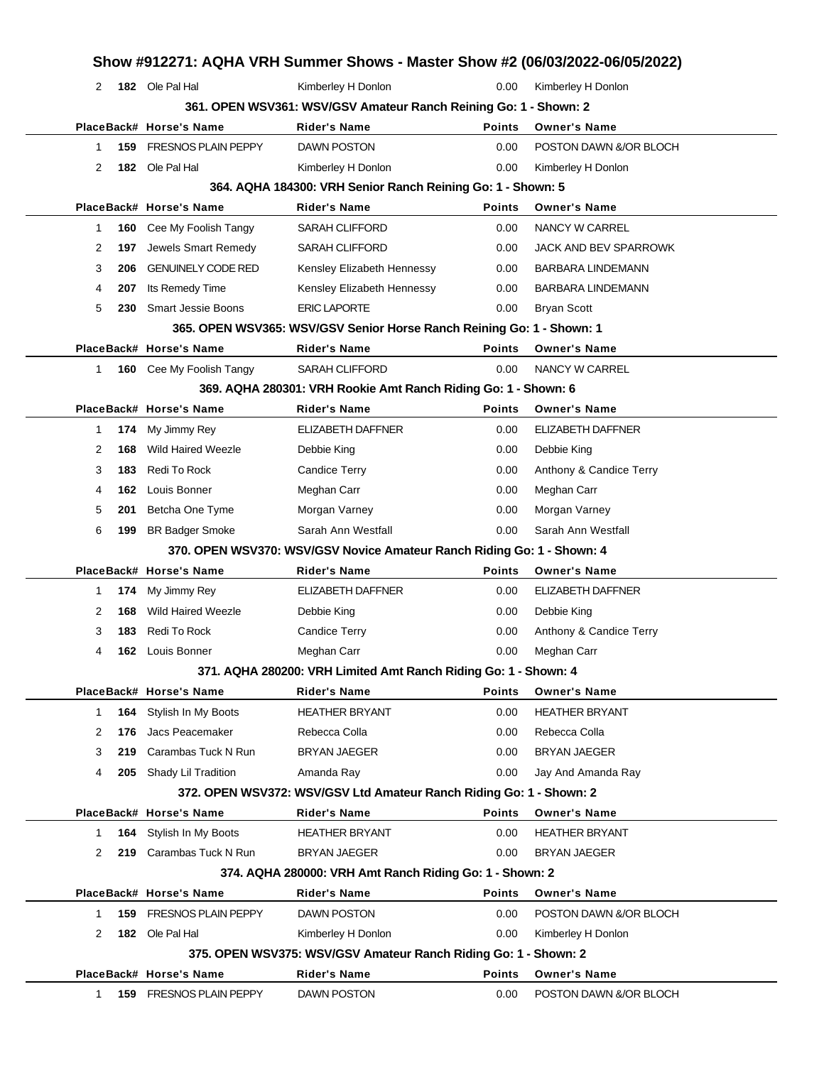| Place | Back# | Horse's Name | Rider's Name | Points | Owner's Name |
|---|---|---|---|---|---|
| 2 | 182 | Ole Pal Hal | Kimberley H Donlon | 0.00 | Kimberley H Donlon |

### 361. OPEN WSV361: WSV/GSV Amateur Ranch Reining Go: 1 - Shown: 2

| Place | Back# | Horse's Name | Rider's Name | Points | Owner's Name |
|---|---|---|---|---|---|
| 1 | 159 | FRESNOS PLAIN PEPPY | DAWN POSTON | 0.00 | POSTON DAWN &/OR BLOCH |
| 2 | 182 | Ole Pal Hal | Kimberley H Donlon | 0.00 | Kimberley H Donlon |

### 364. AQHA 184300: VRH Senior Ranch Reining Go: 1 - Shown: 5

| Place | Back# | Horse's Name | Rider's Name | Points | Owner's Name |
|---|---|---|---|---|---|
| 1 | 160 | Cee My Foolish Tangy | SARAH CLIFFORD | 0.00 | NANCY W CARREL |
| 2 | 197 | Jewels Smart Remedy | SARAH CLIFFORD | 0.00 | JACK AND BEV SPARROWK |
| 3 | 206 | GENUINELY CODE RED | Kensley Elizabeth Hennessy | 0.00 | BARBARA LINDEMANN |
| 4 | 207 | Its Remedy Time | Kensley Elizabeth Hennessy | 0.00 | BARBARA LINDEMANN |
| 5 | 230 | Smart Jessie Boons | ERIC LAPORTE | 0.00 | Bryan Scott |

### 365. OPEN WSV365: WSV/GSV Senior Horse Ranch Reining Go: 1 - Shown: 1

| Place | Back# | Horse's Name | Rider's Name | Points | Owner's Name |
|---|---|---|---|---|---|
| 1 | 160 | Cee My Foolish Tangy | SARAH CLIFFORD | 0.00 | NANCY W CARREL |

### 369. AQHA 280301: VRH Rookie Amt Ranch Riding Go: 1 - Shown: 6

| Place | Back# | Horse's Name | Rider's Name | Points | Owner's Name |
|---|---|---|---|---|---|
| 1 | 174 | My Jimmy Rey | ELIZABETH DAFFNER | 0.00 | ELIZABETH DAFFNER |
| 2 | 168 | Wild Haired Weezle | Debbie King | 0.00 | Debbie King |
| 3 | 183 | Redi To Rock | Candice Terry | 0.00 | Anthony & Candice Terry |
| 4 | 162 | Louis Bonner | Meghan Carr | 0.00 | Meghan Carr |
| 5 | 201 | Betcha One Tyme | Morgan Varney | 0.00 | Morgan Varney |
| 6 | 199 | BR Badger Smoke | Sarah Ann Westfall | 0.00 | Sarah Ann Westfall |

### 370. OPEN WSV370: WSV/GSV Novice Amateur Ranch Riding Go: 1 - Shown: 4

| Place | Back# | Horse's Name | Rider's Name | Points | Owner's Name |
|---|---|---|---|---|---|
| 1 | 174 | My Jimmy Rey | ELIZABETH DAFFNER | 0.00 | ELIZABETH DAFFNER |
| 2 | 168 | Wild Haired Weezle | Debbie King | 0.00 | Debbie King |
| 3 | 183 | Redi To Rock | Candice Terry | 0.00 | Anthony & Candice Terry |
| 4 | 162 | Louis Bonner | Meghan Carr | 0.00 | Meghan Carr |

### 371. AQHA 280200: VRH Limited Amt Ranch Riding Go: 1 - Shown: 4

| Place | Back# | Horse's Name | Rider's Name | Points | Owner's Name |
|---|---|---|---|---|---|
| 1 | 164 | Stylish In My Boots | HEATHER BRYANT | 0.00 | HEATHER BRYANT |
| 2 | 176 | Jacs Peacemaker | Rebecca Colla | 0.00 | Rebecca Colla |
| 3 | 219 | Carambas Tuck N Run | BRYAN JAEGER | 0.00 | BRYAN JAEGER |
| 4 | 205 | Shady Lil Tradition | Amanda Ray | 0.00 | Jay And Amanda Ray |

### 372. OPEN WSV372: WSV/GSV Ltd Amateur Ranch Riding Go: 1 - Shown: 2

| Place | Back# | Horse's Name | Rider's Name | Points | Owner's Name |
|---|---|---|---|---|---|
| 1 | 164 | Stylish In My Boots | HEATHER BRYANT | 0.00 | HEATHER BRYANT |
| 2 | 219 | Carambas Tuck N Run | BRYAN JAEGER | 0.00 | BRYAN JAEGER |

### 374. AQHA 280000: VRH Amt Ranch Riding Go: 1 - Shown: 2

| Place | Back# | Horse's Name | Rider's Name | Points | Owner's Name |
|---|---|---|---|---|---|
| 1 | 159 | FRESNOS PLAIN PEPPY | DAWN POSTON | 0.00 | POSTON DAWN &/OR BLOCH |
| 2 | 182 | Ole Pal Hal | Kimberley H Donlon | 0.00 | Kimberley H Donlon |

### 375. OPEN WSV375: WSV/GSV Amateur Ranch Riding Go: 1 - Shown: 2

| Place | Back# | Horse's Name | Rider's Name | Points | Owner's Name |
|---|---|---|---|---|---|
| 1 | 159 | FRESNOS PLAIN PEPPY | DAWN POSTON | 0.00 | POSTON DAWN &/OR BLOCH |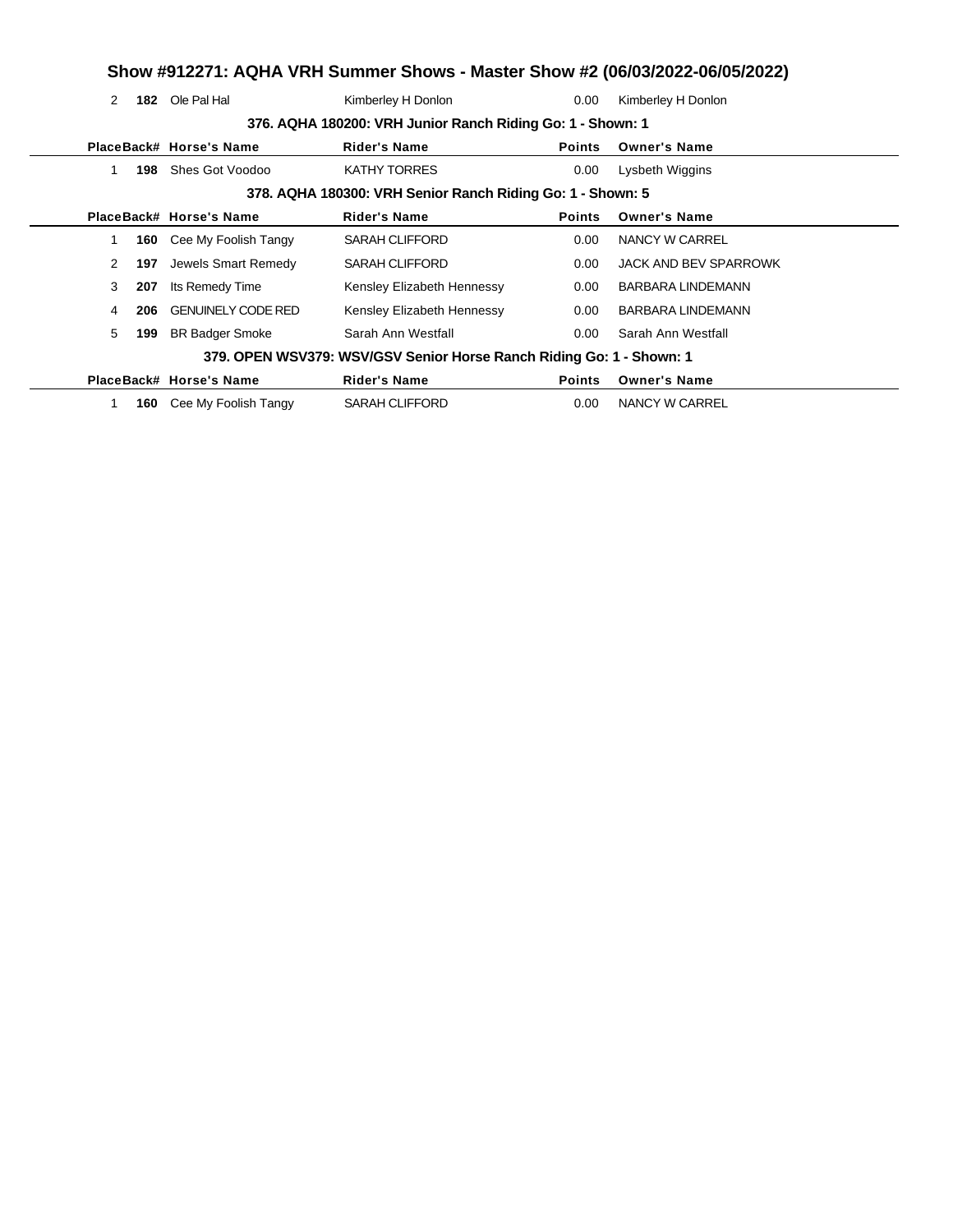# Show #912271: AQHA VRH Summer Shows - Master Show #2 (06/03/2022-06/05/2022)

| | | | | | |
|---|---|---|---|---|---|
| 2 | **182** | Ole Pal Hal | Kimberley H Donlon | 0.00 | Kimberley H Donlon |

### 376. AQHA 180200: VRH Junior Ranch Riding Go: 1 - Shown: 1

| Place | Back# | Horse's Name | Rider's Name | Points | Owner's Name |
|---|---|---|---|---|---|
| 1 | **198** | Shes Got Voodoo | KATHY TORRES | 0.00 | Lysbeth Wiggins |

### 378. AQHA 180300: VRH Senior Ranch Riding Go: 1 - Shown: 5

| Place | Back# | Horse's Name | Rider's Name | Points | Owner's Name |
|---|---|---|---|---|---|
| 1 | **160** | Cee My Foolish Tangy | SARAH CLIFFORD | 0.00 | NANCY W CARREL |
| 2 | **197** | Jewels Smart Remedy | SARAH CLIFFORD | 0.00 | JACK AND BEV SPARROWK |
| 3 | **207** | Its Remedy Time | Kensley Elizabeth Hennessy | 0.00 | BARBARA LINDEMANN |
| 4 | **206** | GENUINELY CODE RED | Kensley Elizabeth Hennessy | 0.00 | BARBARA LINDEMANN |
| 5 | **199** | BR Badger Smoke | Sarah Ann Westfall | 0.00 | Sarah Ann Westfall |

### 379. OPEN WSV379: WSV/GSV Senior Horse Ranch Riding Go: 1 - Shown: 1

| Place | Back# | Horse's Name | Rider's Name | Points | Owner's Name |
|---|---|---|---|---|---|
| 1 | **160** | Cee My Foolish Tangy | SARAH CLIFFORD | 0.00 | NANCY W CARREL |